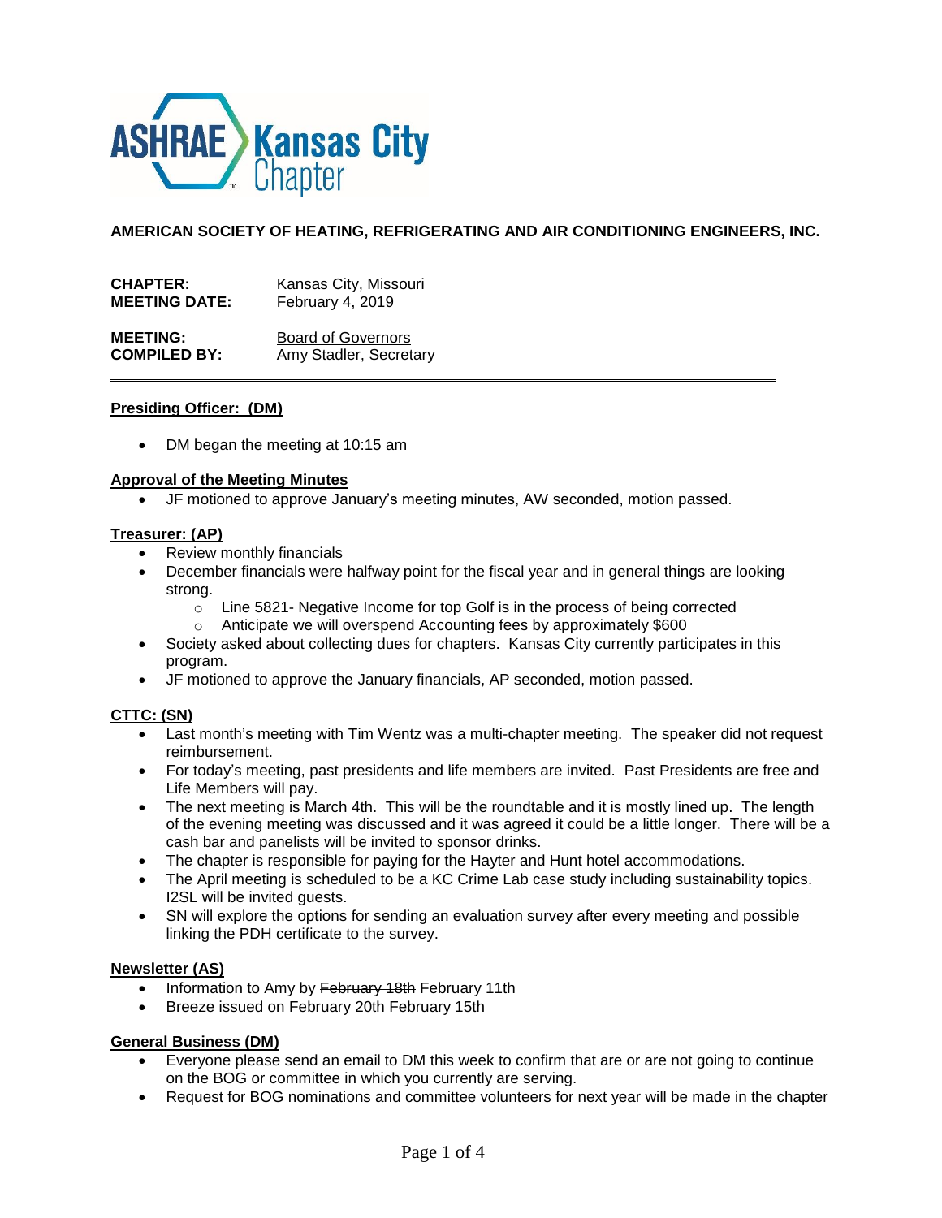**AMERICAN SOCIETY OF HEATING, REFRIGERATING AND AIR CONDITIONING ENGINEERS, INC.**

**CHAPTER:** Kansas City, Missouri
**MEETING DATE:** February 4, 2019

**MEETING:** Board of Governors
**COMPILED BY:** Amy Stadler, Secretary

---

**Presiding Officer: (DM)**

- DM began the meeting at 10:15 am

**Approval of the Meeting Minutes**

- JF motioned to approve January's meeting minutes, AW seconded, motion passed.

**Treasurer: (AP)**

- Review monthly financials
- December financials were halfway point for the fiscal year and in general things are looking strong.
  - Line 5821- Negative Income for top Golf is in the process of being corrected
  - Anticipate we will overspend Accounting fees by approximately $600
- Society asked about collecting dues for chapters. Kansas City currently participates in this program.
- JF motioned to approve the January financials, AP seconded, motion passed.

**CTTC: (SN)**

- Last month's meeting with Tim Wentz was a multi-chapter meeting. The speaker did not request reimbursement.
- For today's meeting, past presidents and life members are invited. Past Presidents are free and Life Members will pay.
- The next meeting is March 4th. This will be the roundtable and it is mostly lined up. The length of the evening meeting was discussed and it was agreed it could be a little longer. There will be a cash bar and panelists will be invited to sponsor drinks.
- The chapter is responsible for paying for the Hayter and Hunt hotel accommodations.
- The April meeting is scheduled to be a KC Crime Lab case study including sustainability topics. I2SL will be invited guests.
- SN will explore the options for sending an evaluation survey after every meeting and possible linking the PDH certificate to the survey.

**Newsletter (AS)**

- Information to Amy by ~~February 18th~~ February 11th
- Breeze issued on ~~February 20th~~ February 15th

**General Business (DM)**

- Everyone please send an email to DM this week to confirm that are or are not going to continue on the BOG or committee in which you currently are serving.
- Request for BOG nominations and committee volunteers for next year will be made in the chapter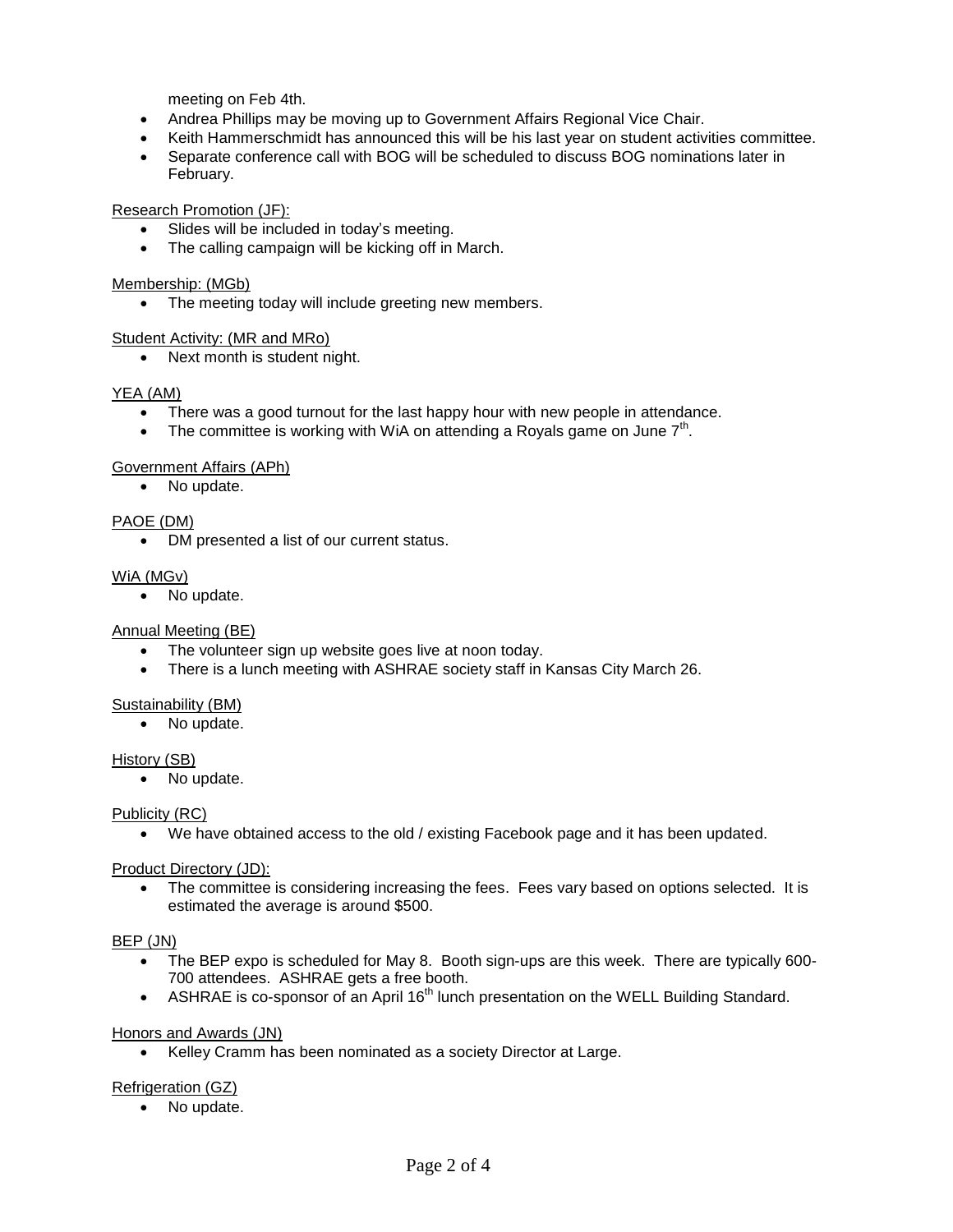meeting on Feb 4th.

- Andrea Phillips may be moving up to Government Affairs Regional Vice Chair.
- Keith Hammerschmidt has announced this will be his last year on student activities committee.
- Separate conference call with BOG will be scheduled to discuss BOG nominations later in February.

Research Promotion (JF):

- Slides will be included in today's meeting.
- The calling campaign will be kicking off in March.

Membership: (MGb)

- The meeting today will include greeting new members.

Student Activity: (MR and MRo)

- Next month is student night.

YEA (AM)

- There was a good turnout for the last happy hour with new people in attendance.
- The committee is working with WiA on attending a Royals game on June 7th.

Government Affairs (APh)

- No update.

PAOE (DM)

- DM presented a list of our current status.

WiA (MGv)

- No update.

Annual Meeting (BE)

- The volunteer sign up website goes live at noon today.
- There is a lunch meeting with ASHRAE society staff in Kansas City March 26.

Sustainability (BM)

- No update.

History (SB)

- No update.

Publicity (RC)

- We have obtained access to the old / existing Facebook page and it has been updated.

Product Directory (JD):

- The committee is considering increasing the fees. Fees vary based on options selected. It is estimated the average is around $500.

BEP (JN)

- The BEP expo is scheduled for May 8. Booth sign-ups are this week. There are typically 600-700 attendees. ASHRAE gets a free booth.
- ASHRAE is co-sponsor of an April 16th lunch presentation on the WELL Building Standard.

Honors and Awards (JN)

- Kelley Cramm has been nominated as a society Director at Large.

Refrigeration (GZ)

- No update.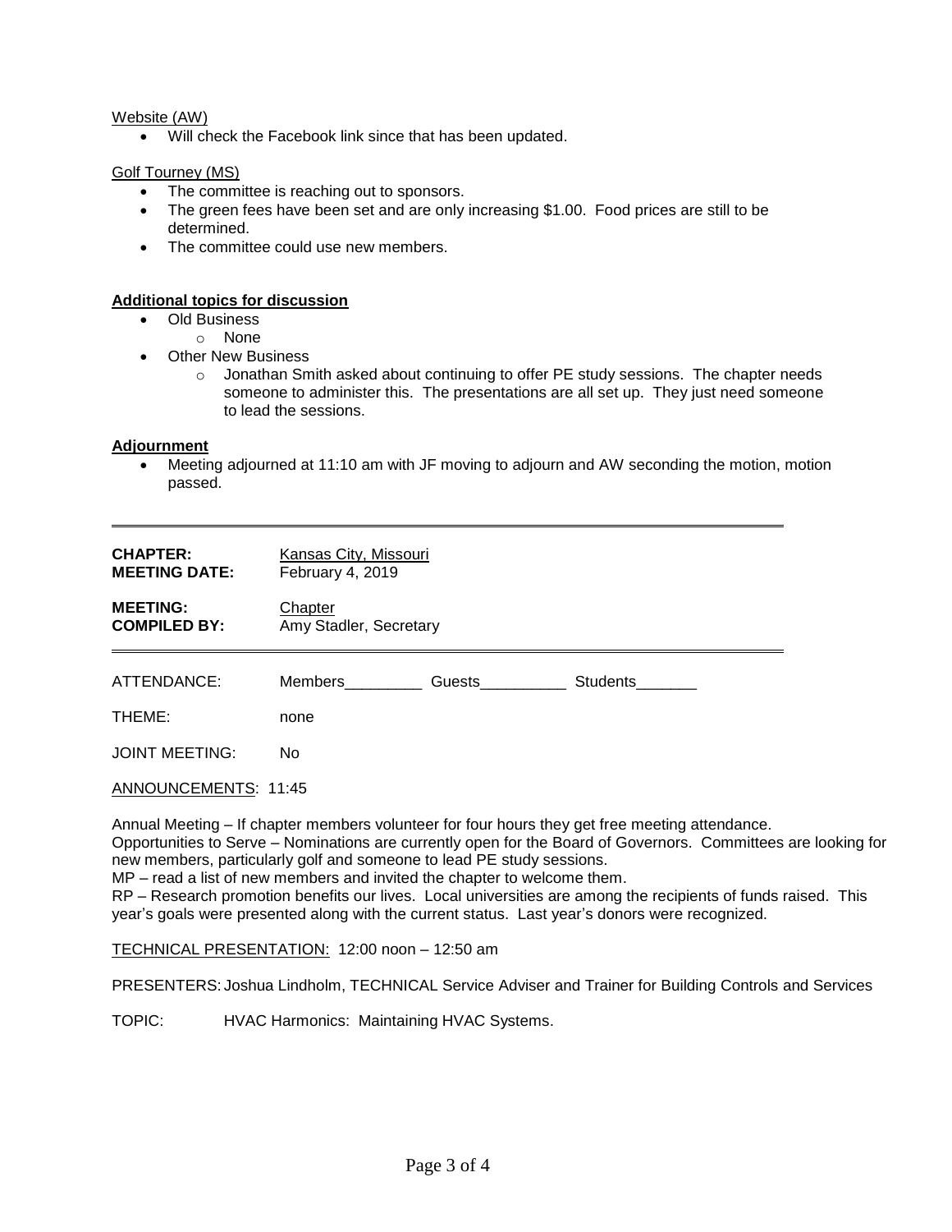Website (AW)

- Will check the Facebook link since that has been updated.

Golf Tourney (MS)

- The committee is reaching out to sponsors.
- The green fees have been set and are only increasing $1.00. Food prices are still to be determined.
- The committee could use new members.

**Additional topics for discussion**

- Old Business
  - None
- Other New Business
  - Jonathan Smith asked about continuing to offer PE study sessions. The chapter needs someone to administer this. The presentations are all set up. They just need someone to lead the sessions.

**Adjournment**

- Meeting adjourned at 11:10 am with JF moving to adjourn and AW seconding the motion, motion passed.

---

**CHAPTER:** Kansas City, Missouri
**MEETING DATE:** February 4, 2019

**MEETING:** Chapter
**COMPILED BY:** Amy Stadler, Secretary

---

ATTENDANCE: Members_________ Guests__________ Students_______

THEME: none

JOINT MEETING: No

ANNOUNCEMENTS: 11:45

Annual Meeting – If chapter members volunteer for four hours they get free meeting attendance.
Opportunities to Serve – Nominations are currently open for the Board of Governors. Committees are looking for new members, particularly golf and someone to lead PE study sessions.
MP – read a list of new members and invited the chapter to welcome them.
RP – Research promotion benefits our lives. Local universities are among the recipients of funds raised. This year's goals were presented along with the current status. Last year's donors were recognized.

TECHNICAL PRESENTATION: 12:00 noon – 12:50 am

PRESENTERS: Joshua Lindholm, TECHNICAL Service Adviser and Trainer for Building Controls and Services

TOPIC: HVAC Harmonics: Maintaining HVAC Systems.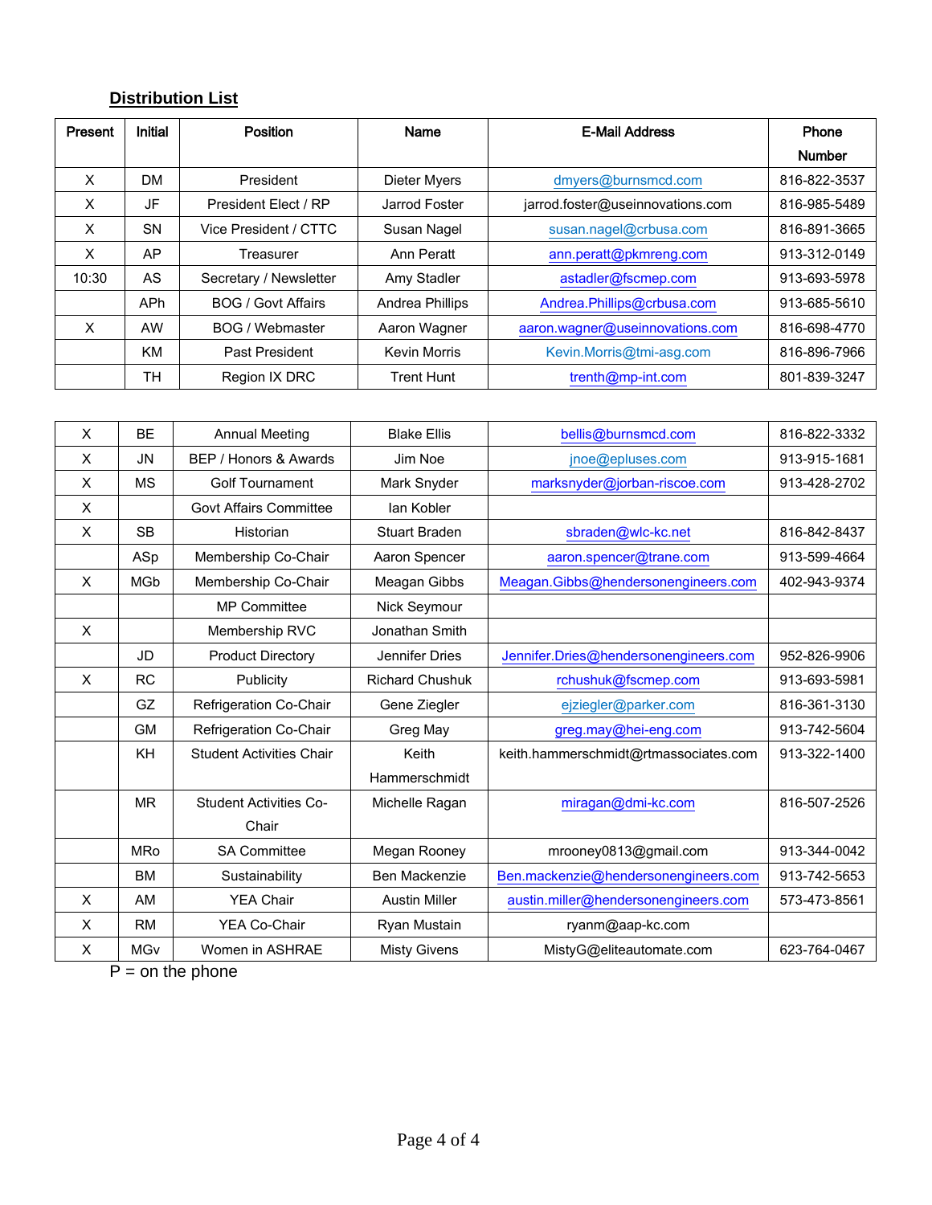## Distribution List

| Present | Initial | Position | Name | E-Mail Address | Phone Number |
|---|---|---|---|---|---|
| X | DM | President | Dieter Myers | dmyers@burnsmcd.com | 816-822-3537 |
| X | JF | President Elect / RP | Jarrod Foster | jarrod.foster@useinnovations.com | 816-985-5489 |
| X | SN | Vice President / CTTC | Susan Nagel | susan.nagel@crbusa.com | 816-891-3665 |
| X | AP | Treasurer | Ann Peratt | ann.peratt@pkmreng.com | 913-312-0149 |
| 10:30 | AS | Secretary / Newsletter | Amy Stadler | astadler@fscmep.com | 913-693-5978 |
| | APh | BOG / Govt Affairs | Andrea Phillips | Andrea.Phillips@crbusa.com | 913-685-5610 |
| X | AW | BOG / Webmaster | Aaron Wagner | aaron.wagner@useinnovations.com | 816-698-4770 |
| | KM | Past President | Kevin Morris | Kevin.Morris@tmi-asg.com | 816-896-7966 |
| | TH | Region IX DRC | Trent Hunt | trenth@mp-int.com | 801-839-3247 |

| | | | | | |
|---|---|---|---|---|---|
| X | BE | Annual Meeting | Blake Ellis | bellis@burnsmcd.com | 816-822-3332 |
| X | JN | BEP / Honors & Awards | Jim Noe | jnoe@epluses.com | 913-915-1681 |
| X | MS | Golf Tournament | Mark Snyder | marksnyder@jorban-riscoe.com | 913-428-2702 |
| X | | Govt Affairs Committee | Ian Kobler | | |
| X | SB | Historian | Stuart Braden | sbraden@wlc-kc.net | 816-842-8437 |
| | ASp | Membership Co-Chair | Aaron Spencer | aaron.spencer@trane.com | 913-599-4664 |
| X | MGb | Membership Co-Chair | Meagan Gibbs | Meagan.Gibbs@hendersonengineers.com | 402-943-9374 |
| | | MP Committee | Nick Seymour | | |
| X | | Membership RVC | Jonathan Smith | | |
| | JD | Product Directory | Jennifer Dries | Jennifer.Dries@hendersonengineers.com | 952-826-9906 |
| X | RC | Publicity | Richard Chushuk | rchushuk@fscmep.com | 913-693-5981 |
| | GZ | Refrigeration Co-Chair | Gene Ziegler | ejziegler@parker.com | 816-361-3130 |
| | GM | Refrigeration Co-Chair | Greg May | greg.may@hei-eng.com | 913-742-5604 |
| | KH | Student Activities Chair | Keith Hammerschmidt | keith.hammerschmidt@rtmassociates.com | 913-322-1400 |
| | MR | Student Activities Co-Chair | Michelle Ragan | miragan@dmi-kc.com | 816-507-2526 |
| | MRo | SA Committee | Megan Rooney | mrooney0813@gmail.com | 913-344-0042 |
| | BM | Sustainability | Ben Mackenzie | Ben.mackenzie@hendersonengineers.com | 913-742-5653 |
| X | AM | YEA Chair | Austin Miller | austin.miller@hendersonengineers.com | 573-473-8561 |
| X | RM | YEA Co-Chair | Ryan Mustain | ryanm@aap-kc.com | |
| X | MGv | Women in ASHRAE | Misty Givens | MistyG@eliteautomate.com | 623-764-0467 |

P = on the phone